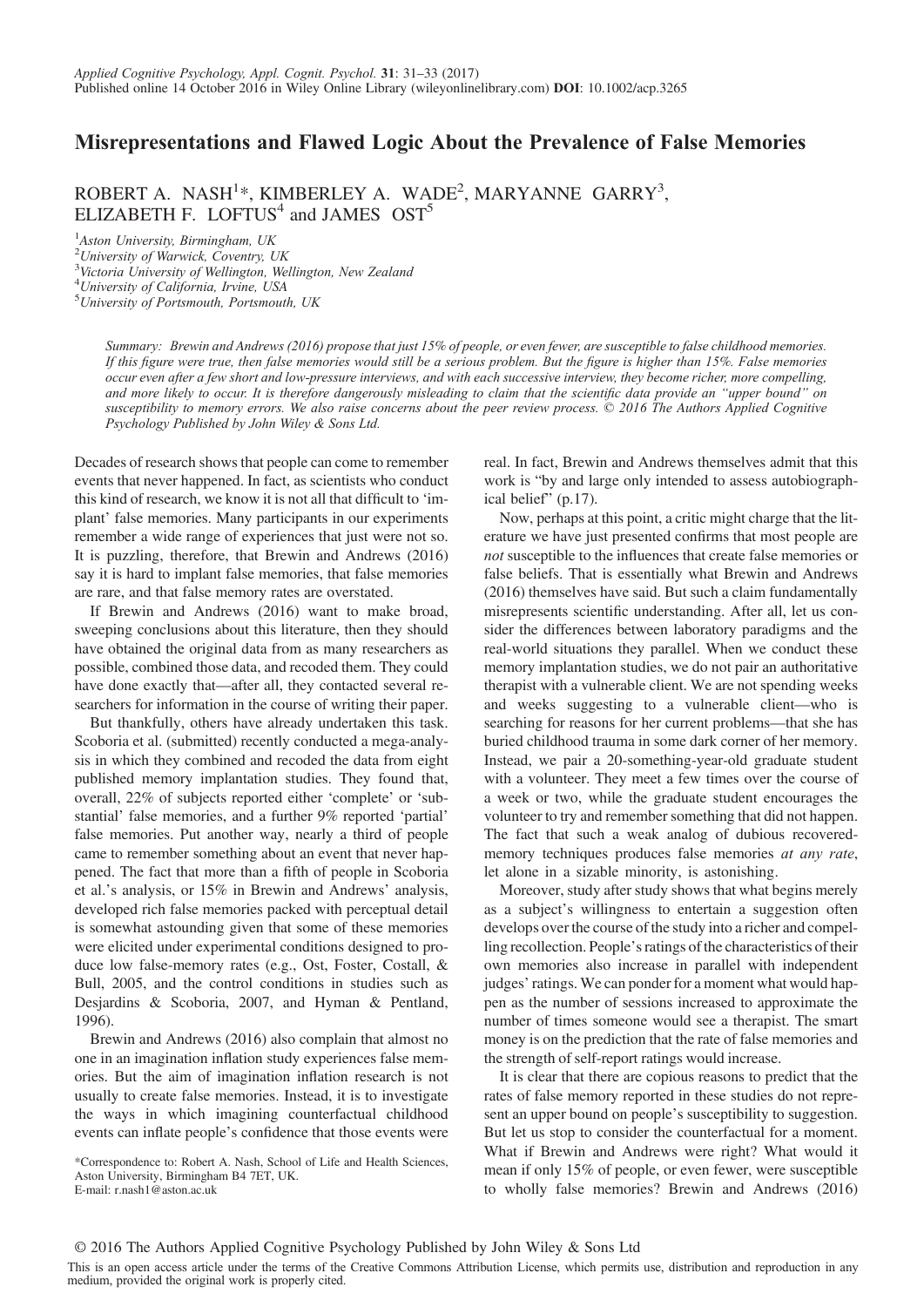# Misrepresentations and Flawed Logic About the Prevalence of False Memories

ROBERT A. NASH[1]*, KIMBERLEY A. WADE[2], MARYANNE GARRY[3], ELIZABETH F. LOFTUS[4] and JAMES OST[5]

[1]Aston University, Birmingham, UK
[2]University of Warwick, Coventry, UK
[3]Victoria University of Wellington, Wellington, New Zealand
[4]University of California, Irvine, USA
[5]University of Portsmouth, Portsmouth, UK

*Summary: Brewin and Andrews (2016) propose that just 15% of people, or even fewer, are susceptible to false childhood memories. If this figure were true, then false memories would still be a serious problem. But the figure is higher than 15%. False memories occur even after a few short and low-pressure interviews, and with each successive interview, they become richer, more compelling, and more likely to occur. It is therefore dangerously misleading to claim that the scientific data provide an "upper bound" on susceptibility to memory errors. We also raise concerns about the peer review process. © 2016 The Authors Applied Cognitive Psychology Published by John Wiley & Sons Ltd.*

Decades of research shows that people can come to remember events that never happened. In fact, as scientists who conduct this kind of research, we know it is not all that difficult to 'implant' false memories. Many participants in our experiments remember a wide range of experiences that just were not so. It is puzzling, therefore, that Brewin and Andrews (2016) say it is hard to implant false memories, that false memories are rare, and that false memory rates are overstated.

If Brewin and Andrews (2016) want to make broad, sweeping conclusions about this literature, then they should have obtained the original data from as many researchers as possible, combined those data, and recoded them. They could have done exactly that—after all, they contacted several researchers for information in the course of writing their paper.

But thankfully, others have already undertaken this task. Scoboria et al. (submitted) recently conducted a mega-analysis in which they combined and recoded the data from eight published memory implantation studies. They found that, overall, 22% of subjects reported either 'complete' or 'substantial' false memories, and a further 9% reported 'partial' false memories. Put another way, nearly a third of people came to remember something about an event that never happened. The fact that more than a fifth of people in Scoboria et al.'s analysis, or 15% in Brewin and Andrews' analysis, developed rich false memories packed with perceptual detail is somewhat astounding given that some of these memories were elicited under experimental conditions designed to produce low false-memory rates (e.g., Ost, Foster, Costall, & Bull, 2005, and the control conditions in studies such as Desjardins & Scoboria, 2007, and Hyman & Pentland, 1996).

Brewin and Andrews (2016) also complain that almost no one in an imagination inflation study experiences false memories. But the aim of imagination inflation research is not usually to create false memories. Instead, it is to investigate the ways in which imagining counterfactual childhood events can inflate people's confidence that those events were real. In fact, Brewin and Andrews themselves admit that this work is "by and large only intended to assess autobiographical belief" (p.17).

Now, perhaps at this point, a critic might charge that the literature we have just presented confirms that most people are *not* susceptible to the influences that create false memories or false beliefs. That is essentially what Brewin and Andrews (2016) themselves have said. But such a claim fundamentally misrepresents scientific understanding. After all, let us consider the differences between laboratory paradigms and the real-world situations they parallel. When we conduct these memory implantation studies, we do not pair an authoritative therapist with a vulnerable client. We are not spending weeks and weeks suggesting to a vulnerable client—who is searching for reasons for her current problems—that she has buried childhood trauma in some dark corner of her memory. Instead, we pair a 20-something-year-old graduate student with a volunteer. They meet a few times over the course of a week or two, while the graduate student encourages the volunteer to try and remember something that did not happen. The fact that such a weak analog of dubious recovered-memory techniques produces false memories *at any rate*, let alone in a sizable minority, is astonishing.

Moreover, study after study shows that what begins merely as a subject's willingness to entertain a suggestion often develops over the course of the study into a richer and compelling recollection. People's ratings of the characteristics of their own memories also increase in parallel with independent judges' ratings. We can ponder for a moment what would happen as the number of sessions increased to approximate the number of times someone would see a therapist. The smart money is on the prediction that the rate of false memories and the strength of self-report ratings would increase.

It is clear that there are copious reasons to predict that the rates of false memory reported in these studies do not represent an upper bound on people's susceptibility to suggestion. But let us stop to consider the counterfactual for a moment. What if Brewin and Andrews were right? What would it mean if only 15% of people, or even fewer, were susceptible to wholly false memories? Brewin and Andrews (2016)

*Correspondence to: Robert A. Nash, School of Life and Health Sciences, Aston University, Birmingham B4 7ET, UK.
E-mail: r.nash1@aston.ac.uk

© 2016 The Authors Applied Cognitive Psychology Published by John Wiley & Sons Ltd

This is an open access article under the terms of the Creative Commons Attribution License, which permits use, distribution and reproduction in any medium, provided the original work is properly cited.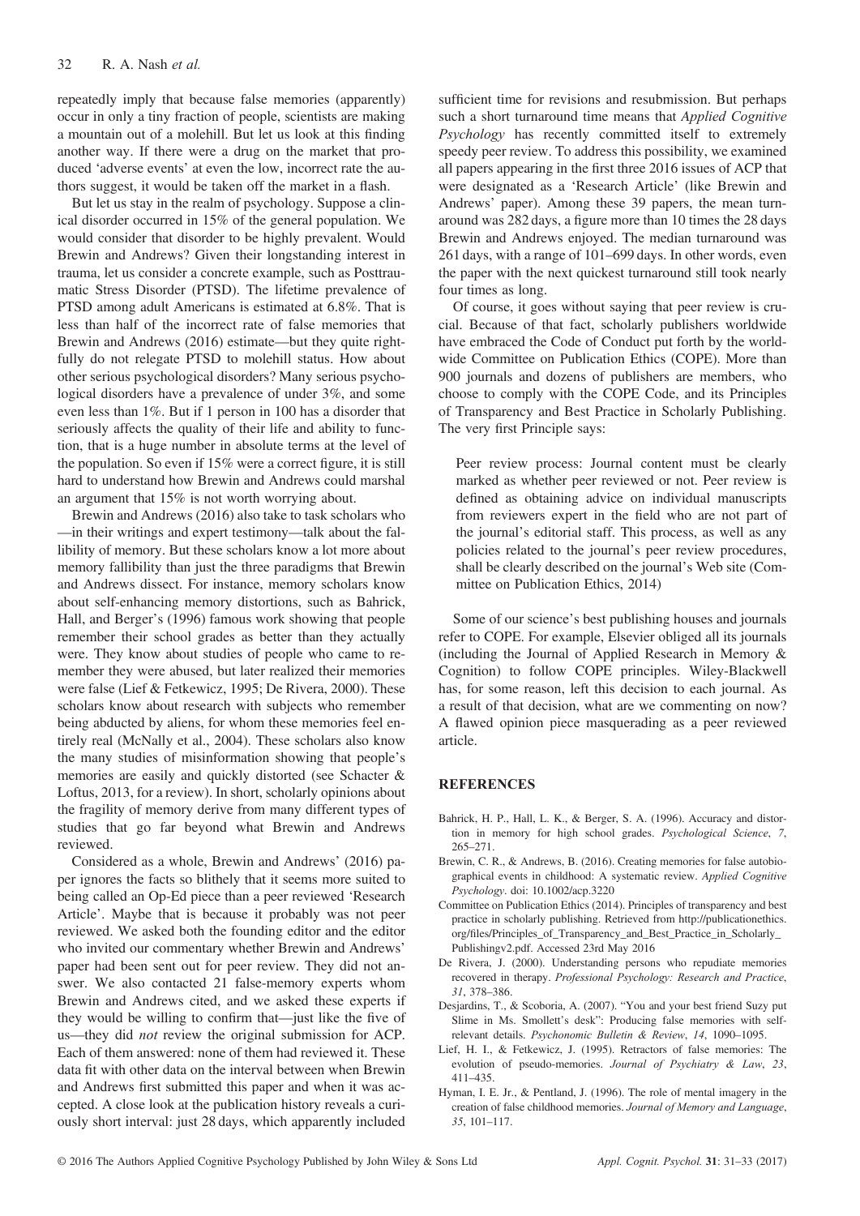repeatedly imply that because false memories (apparently) occur in only a tiny fraction of people, scientists are making a mountain out of a molehill. But let us look at this finding another way. If there were a drug on the market that produced 'adverse events' at even the low, incorrect rate the authors suggest, it would be taken off the market in a flash.

But let us stay in the realm of psychology. Suppose a clinical disorder occurred in 15% of the general population. We would consider that disorder to be highly prevalent. Would Brewin and Andrews? Given their longstanding interest in trauma, let us consider a concrete example, such as Posttraumatic Stress Disorder (PTSD). The lifetime prevalence of PTSD among adult Americans is estimated at 6.8%. That is less than half of the incorrect rate of false memories that Brewin and Andrews (2016) estimate—but they quite rightfully do not relegate PTSD to molehill status. How about other serious psychological disorders? Many serious psychological disorders have a prevalence of under 3%, and some even less than 1%. But if 1 person in 100 has a disorder that seriously affects the quality of their life and ability to function, that is a huge number in absolute terms at the level of the population. So even if 15% were a correct figure, it is still hard to understand how Brewin and Andrews could marshal an argument that 15% is not worth worrying about.

Brewin and Andrews (2016) also take to task scholars who —in their writings and expert testimony—talk about the fallibility of memory. But these scholars know a lot more about memory fallibility than just the three paradigms that Brewin and Andrews dissect. For instance, memory scholars know about self-enhancing memory distortions, such as Bahrick, Hall, and Berger's (1996) famous work showing that people remember their school grades as better than they actually were. They know about studies of people who came to remember they were abused, but later realized their memories were false (Lief & Fetkewicz, 1995; De Rivera, 2000). These scholars know about research with subjects who remember being abducted by aliens, for whom these memories feel entirely real (McNally et al., 2004). These scholars also know the many studies of misinformation showing that people's memories are easily and quickly distorted (see Schacter & Loftus, 2013, for a review). In short, scholarly opinions about the fragility of memory derive from many different types of studies that go far beyond what Brewin and Andrews reviewed.

Considered as a whole, Brewin and Andrews' (2016) paper ignores the facts so blithely that it seems more suited to being called an Op-Ed piece than a peer reviewed 'Research Article'. Maybe that is because it probably was not peer reviewed. We asked both the founding editor and the editor who invited our commentary whether Brewin and Andrews' paper had been sent out for peer review. They did not answer. We also contacted 21 false-memory experts whom Brewin and Andrews cited, and we asked these experts if they would be willing to confirm that—just like the five of us—they did *not* review the original submission for ACP. Each of them answered: none of them had reviewed it. These data fit with other data on the interval between when Brewin and Andrews first submitted this paper and when it was accepted. A close look at the publication history reveals a curiously short interval: just 28 days, which apparently included sufficient time for revisions and resubmission. But perhaps such a short turnaround time means that *Applied Cognitive Psychology* has recently committed itself to extremely speedy peer review. To address this possibility, we examined all papers appearing in the first three 2016 issues of ACP that were designated as a 'Research Article' (like Brewin and Andrews' paper). Among these 39 papers, the mean turnaround was 282 days, a figure more than 10 times the 28 days Brewin and Andrews enjoyed. The median turnaround was 261 days, with a range of 101–699 days. In other words, even the paper with the next quickest turnaround still took nearly four times as long.

Of course, it goes without saying that peer review is crucial. Because of that fact, scholarly publishers worldwide have embraced the Code of Conduct put forth by the worldwide Committee on Publication Ethics (COPE). More than 900 journals and dozens of publishers are members, who choose to comply with the COPE Code, and its Principles of Transparency and Best Practice in Scholarly Publishing. The very first Principle says:

> Peer review process: Journal content must be clearly marked as whether peer reviewed or not. Peer review is defined as obtaining advice on individual manuscripts from reviewers expert in the field who are not part of the journal's editorial staff. This process, as well as any policies related to the journal's peer review procedures, shall be clearly described on the journal's Web site (Committee on Publication Ethics, 2014)

Some of our science's best publishing houses and journals refer to COPE. For example, Elsevier obliged all its journals (including the Journal of Applied Research in Memory & Cognition) to follow COPE principles. Wiley-Blackwell has, for some reason, left this decision to each journal. As a result of that decision, what are we commenting on now? A flawed opinion piece masquerading as a peer reviewed article.

## REFERENCES

Bahrick, H. P., Hall, L. K., & Berger, S. A. (1996). Accuracy and distortion in memory for high school grades. *Psychological Science*, *7*, 265–271.

Brewin, C. R., & Andrews, B. (2016). Creating memories for false autobiographical events in childhood: A systematic review. *Applied Cognitive Psychology*. doi: 10.1002/acp.3220

Committee on Publication Ethics (2014). Principles of transparency and best practice in scholarly publishing. Retrieved from http://publicationethics.org/files/Principles_of_Transparency_and_Best_Practice_in_Scholarly_Publishingv2.pdf. Accessed 23rd May 2016

De Rivera, J. (2000). Understanding persons who repudiate memories recovered in therapy. *Professional Psychology: Research and Practice*, *31*, 378–386.

Desjardins, T., & Scoboria, A. (2007). "You and your best friend Suzy put Slime in Ms. Smollett's desk": Producing false memories with self-relevant details. *Psychonomic Bulletin & Review*, *14*, 1090–1095.

Lief, H. I., & Fetkewicz, J. (1995). Retractors of false memories: The evolution of pseudo-memories. *Journal of Psychiatry & Law*, *23*, 411–435.

Hyman, I. E. Jr., & Pentland, J. (1996). The role of mental imagery in the creation of false childhood memories. *Journal of Memory and Language*, *35*, 101–117.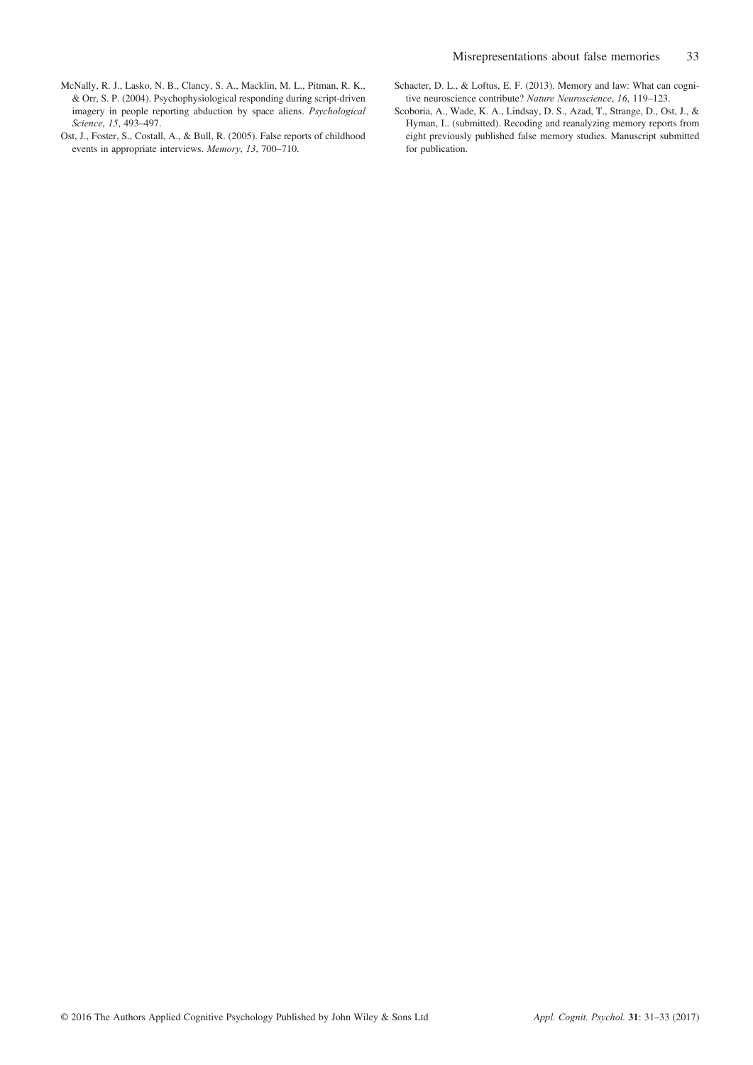McNally, R. J., Lasko, N. B., Clancy, S. A., Macklin, M. L., Pitman, R. K., & Orr, S. P. (2004). Psychophysiological responding during script-driven imagery in people reporting abduction by space aliens. *Psychological Science*, *15*, 493–497.

Ost, J., Foster, S., Costall, A., & Bull, R. (2005). False reports of childhood events in appropriate interviews. *Memory*, *13*, 700–710.

Schacter, D. L., & Loftus, E. F. (2013). Memory and law: What can cognitive neuroscience contribute? *Nature Neuroscience*, *16*, 119–123.

Scoboria, A., Wade, K. A., Lindsay, D. S., Azad, T., Strange, D., Ost, J., & Hyman, I.. (submitted). Recoding and reanalyzing memory reports from eight previously published false memory studies. Manuscript submitted for publication.